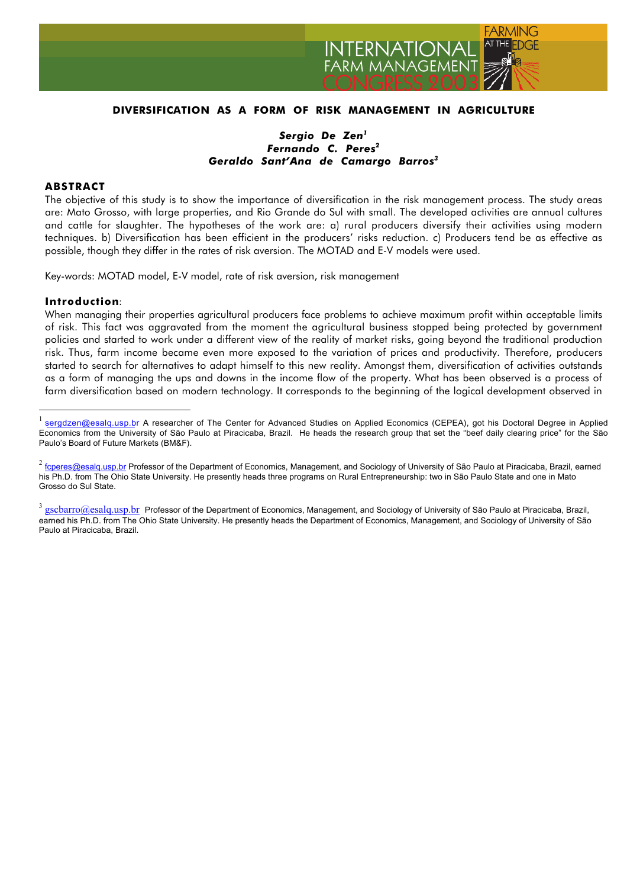# DIVERSIFICATION AS A FORM OF RISK MANAGEMENT IN AGRICULTURE

***Sergio De Zen***[1]
***Fernando C. Peres***[2]
***Geraldo Sant'Ana de Camargo Barros***[3]

## ABSTRACT

The objective of this study is to show the importance of diversification in the risk management process. The study areas are: Mato Grosso, with large properties, and Rio Grande do Sul with small. The developed activities are annual cultures and cattle for slaughter. The hypotheses of the work are: a) rural producers diversify their activities using modern techniques. b) Diversification has been efficient in the producers' risks reduction. c) Producers tend be as effective as possible, though they differ in the rates of risk aversion. The MOTAD and E-V models were used.

Key-words: MOTAD model, E-V model, rate of risk aversion, risk management

## Introduction:

When managing their properties agricultural producers face problems to achieve maximum profit within acceptable limits of risk. This fact was aggravated from the moment the agricultural business stopped being protected by government policies and started to work under a different view of the reality of market risks, going beyond the traditional production risk. Thus, farm income became even more exposed to the variation of prices and productivity. Therefore, producers started to search for alternatives to adapt himself to this new reality. Amongst them, diversification of activities outstands as a form of managing the ups and downs in the income flow of the property. What has been observed is a process of farm diversification based on modern technology. It corresponds to the beginning of the logical development observed in

---

[1] sergdzen@esalq.usp.br A researcher of The Center for Advanced Studies on Applied Economics (CEPEA), got his Doctoral Degree in Applied Economics from the University of São Paulo at Piracicaba, Brazil. He heads the research group that set the "beef daily clearing price" for the São Paulo's Board of Future Markets (BM&F).

[2] fcperes@esalq.usp.br Professor of the Department of Economics, Management, and Sociology of University of São Paulo at Piracicaba, Brazil, earned his Ph.D. from The Ohio State University. He presently heads three programs on Rural Entrepreneurship: two in São Paulo State and one in Mato Grosso do Sul State.

[3] gscbarro@esalq.usp.br Professor of the Department of Economics, Management, and Sociology of University of São Paulo at Piracicaba, Brazil, earned his Ph.D. from The Ohio State University. He presently heads the Department of Economics, Management, and Sociology of University of São Paulo at Piracicaba, Brazil.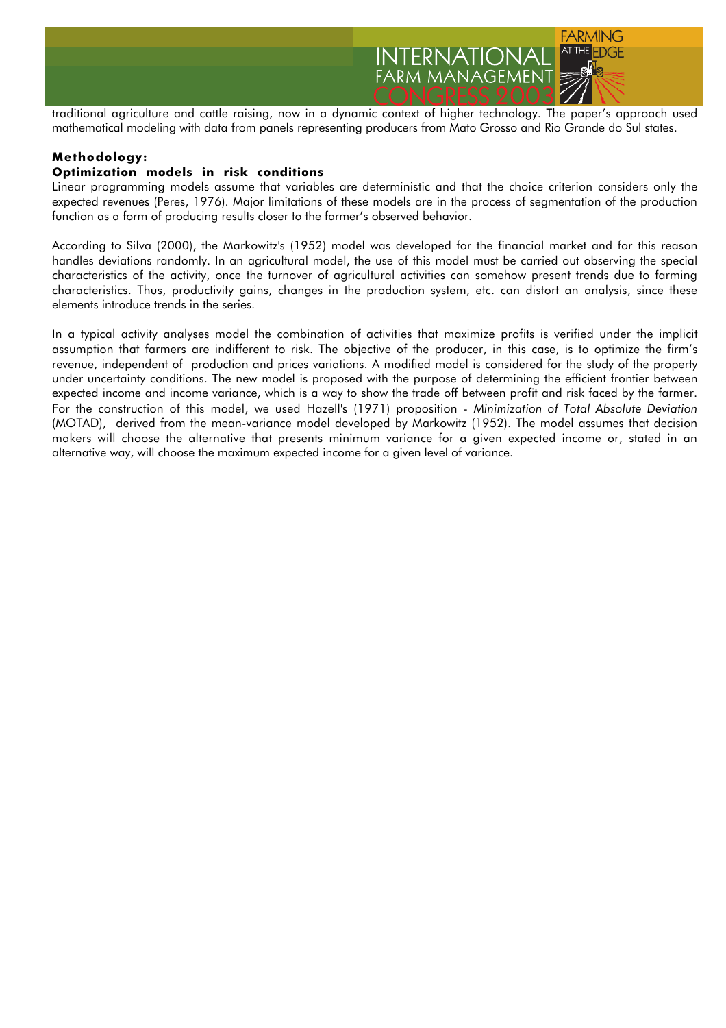traditional agriculture and cattle raising, now in a dynamic context of higher technology. The paper's approach used mathematical modeling with data from panels representing producers from Mato Grosso and Rio Grande do Sul states.

## Methodology:

### Optimization models in risk conditions

Linear programming models assume that variables are deterministic and that the choice criterion considers only the expected revenues (Peres, 1976). Major limitations of these models are in the process of segmentation of the production function as a form of producing results closer to the farmer's observed behavior.

According to Silva (2000), the Markowitz's (1952) model was developed for the financial market and for this reason handles deviations randomly. In an agricultural model, the use of this model must be carried out observing the special characteristics of the activity, once the turnover of agricultural activities can somehow present trends due to farming characteristics. Thus, productivity gains, changes in the production system, etc. can distort an analysis, since these elements introduce trends in the series.

In a typical activity analyses model the combination of activities that maximize profits is verified under the implicit assumption that farmers are indifferent to risk. The objective of the producer, in this case, is to optimize the firm's revenue, independent of production and prices variations. A modified model is considered for the study of the property under uncertainty conditions. The new model is proposed with the purpose of determining the efficient frontier between expected income and income variance, which is a way to show the trade off between profit and risk faced by the farmer. For the construction of this model, we used Hazell's (1971) proposition - *Minimization of Total Absolute Deviation* (MOTAD), derived from the mean-variance model developed by Markowitz (1952). The model assumes that decision makers will choose the alternative that presents minimum variance for a given expected income or, stated in an alternative way, will choose the maximum expected income for a given level of variance.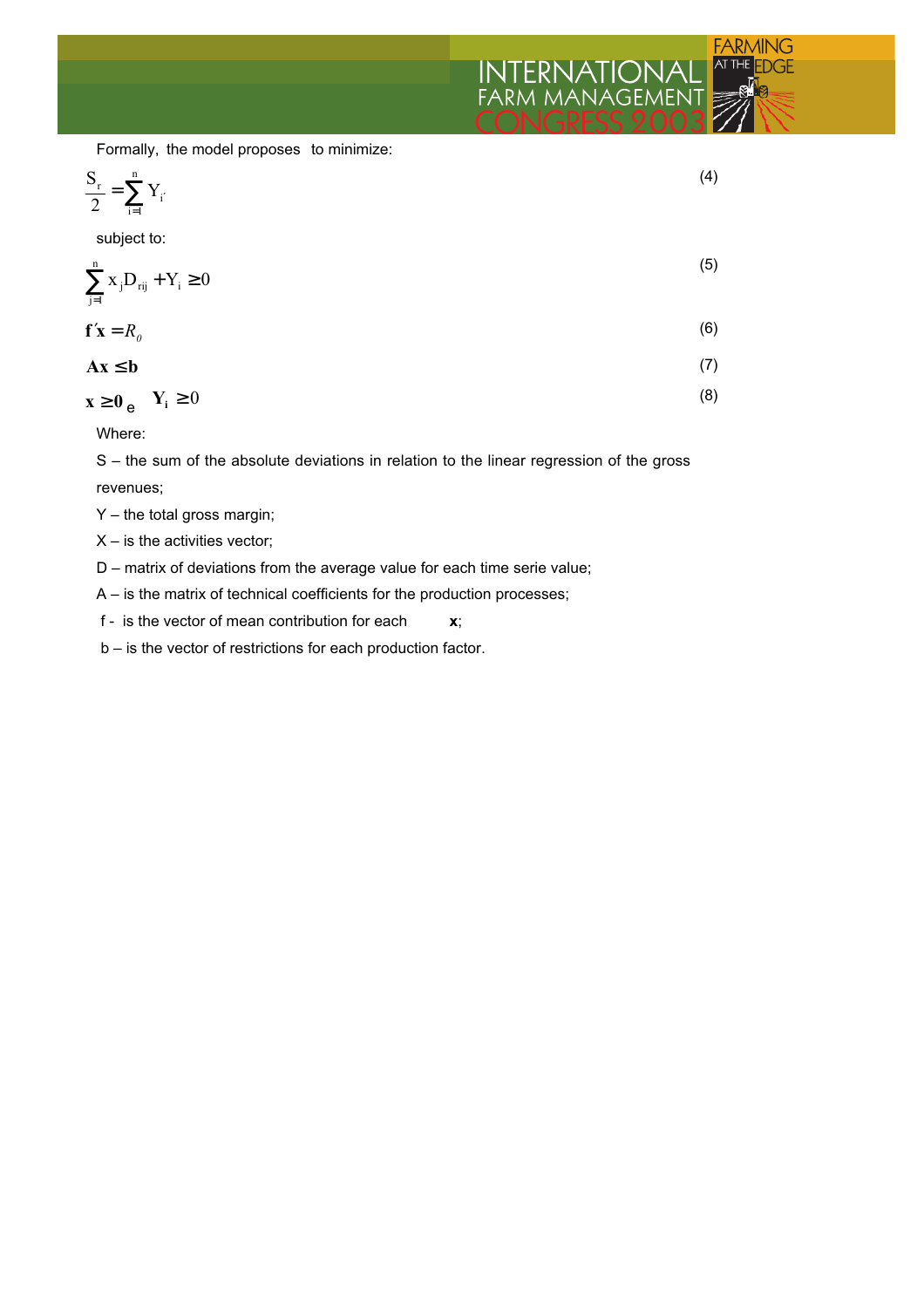Formally, the model proposes to minimize:

$$\frac{S_r}{2} = \sum_{i=1}^{n} Y_{i'} \tag{4}$$

subject to:

$$\sum_{j=1}^{n} x_j D_{rij} + Y_i \geq 0 \tag{5}$$

$$\mathbf{f}'\mathbf{x} = R_0 \tag{6}$$

$$\mathbf{Ax} \leq \mathbf{b} \tag{7}$$

$$\mathbf{x} \geq \mathbf{0} \text{ e } \quad Y_i \geq 0 \tag{8}$$

Where:

S – the sum of the absolute deviations in relation to the linear regression of the gross revenues;

Y – the total gross margin;

X – is the activities vector;

D – matrix of deviations from the average value for each time serie value;

A – is the matrix of technical coefficients for the production processes;

f - is the vector of mean contribution for each **x**;

b – is the vector of restrictions for each production factor.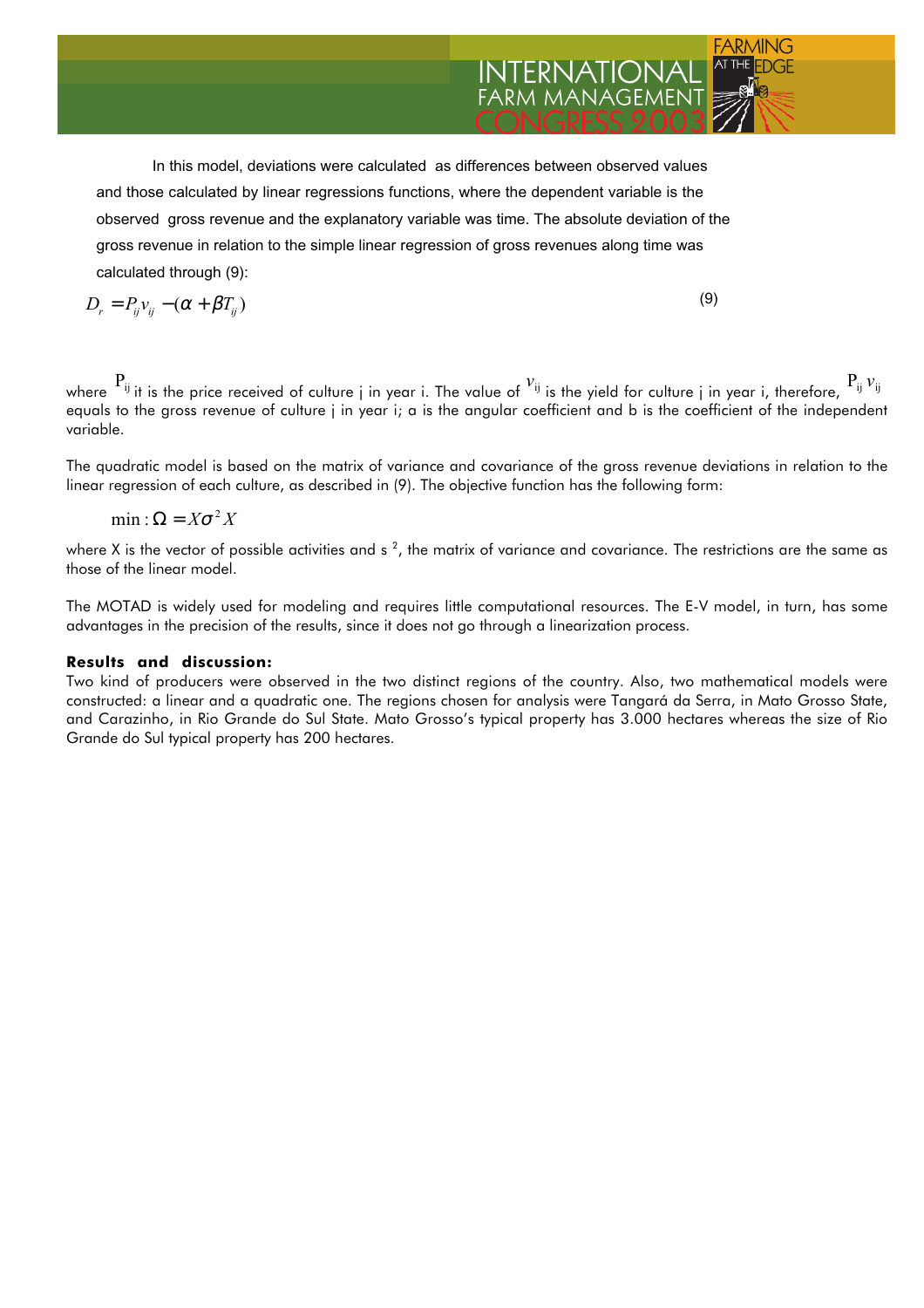In this model, deviations were calculated as differences between observed values and those calculated by linear regressions functions, where the dependent variable is the observed gross revenue and the explanatory variable was time. The absolute deviation of the gross revenue in relation to the simple linear regression of gross revenues along time was calculated through (9):

$$D_r = P_{ij} v_{ij} - (\alpha + \beta T_{ij}) \tag{9}$$

where $P_{ij}$ it is the price received of culture j in year i. The value of $v_{ij}$ is the yield for culture j in year i, therefore, $P_{ij} v_{ij}$ equals to the gross revenue of culture j in year i; a is the angular coefficient and b is the coefficient of the independent variable.

The quadratic model is based on the matrix of variance and covariance of the gross revenue deviations in relation to the linear regression of each culture, as described in (9). The objective function has the following form:

$$\min : \Omega = X \sigma^2 X$$

where X is the vector of possible activities and s $^2$, the matrix of variance and covariance. The restrictions are the same as those of the linear model.

The MOTAD is widely used for modeling and requires little computational resources. The E-V model, in turn, has some advantages in the precision of the results, since it does not go through a linearization process.

**Results and discussion:**

Two kind of producers were observed in the two distinct regions of the country. Also, two mathematical models were constructed: a linear and a quadratic one. The regions chosen for analysis were Tangará da Serra, in Mato Grosso State, and Carazinho, in Rio Grande do Sul State. Mato Grosso's typical property has 3.000 hectares whereas the size of Rio Grande do Sul typical property has 200 hectares.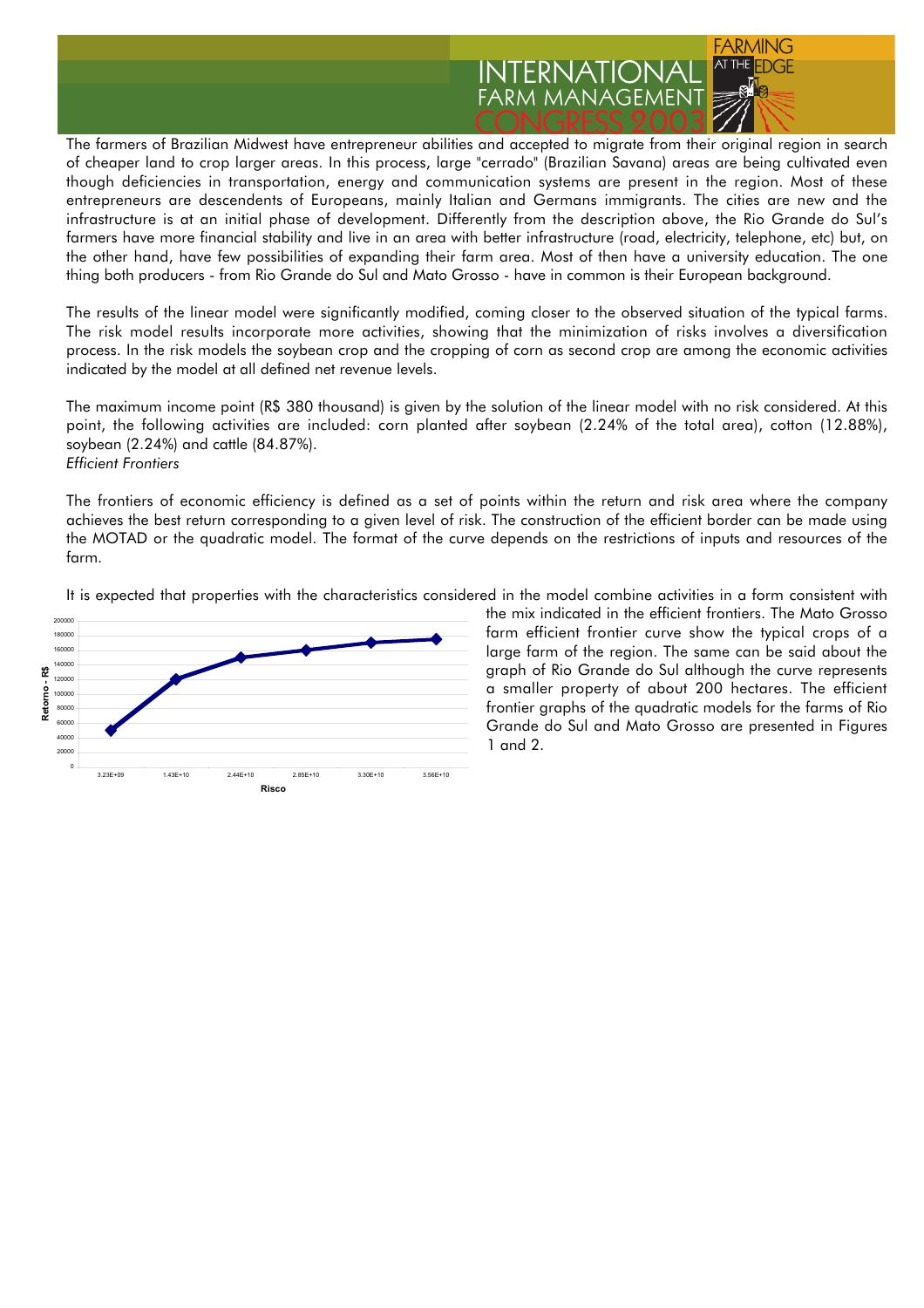The farmers of Brazilian Midwest have entrepreneur abilities and accepted to migrate from their original region in search of cheaper land to crop larger areas. In this process, large "cerrado" (Brazilian Savana) areas are being cultivated even though deficiencies in transportation, energy and communication systems are present in the region. Most of these entrepreneurs are descendents of Europeans, mainly Italian and Germans immigrants. The cities are new and the infrastructure is at an initial phase of development. Differently from the description above, the Rio Grande do Sul's farmers have more financial stability and live in an area with better infrastructure (road, electricity, telephone, etc) but, on the other hand, have few possibilities of expanding their farm area. Most of then have a university education. The one thing both producers - from Rio Grande do Sul and Mato Grosso - have in common is their European background.

The results of the linear model were significantly modified, coming closer to the observed situation of the typical farms. The risk model results incorporate more activities, showing that the minimization of risks involves a diversification process. In the risk models the soybean crop and the cropping of corn as second crop are among the economic activities indicated by the model at all defined net revenue levels.

The maximum income point (R$ 380 thousand) is given by the solution of the linear model with no risk considered. At this point, the following activities are included: corn planted after soybean (2.24% of the total area), cotton (12.88%), soybean (2.24%) and cattle (84.87%).

*Efficient Frontiers*

The frontiers of economic efficiency is defined as a set of points within the return and risk area where the company achieves the best return corresponding to a given level of risk. The construction of the efficient border can be made using the MOTAD or the quadratic model. The format of the curve depends on the restrictions of inputs and resources of the farm.

It is expected that properties with the characteristics considered in the model combine activities in a form consistent with the mix indicated in the efficient frontiers. The Mato Grosso farm efficient frontier curve show the typical crops of a large farm of the region. The same can be said about the graph of Rio Grande do Sul although the curve represents a smaller property of about 200 hectares. The efficient frontier graphs of the quadratic models for the farms of Rio Grande do Sul and Mato Grosso are presented in Figures 1 and 2.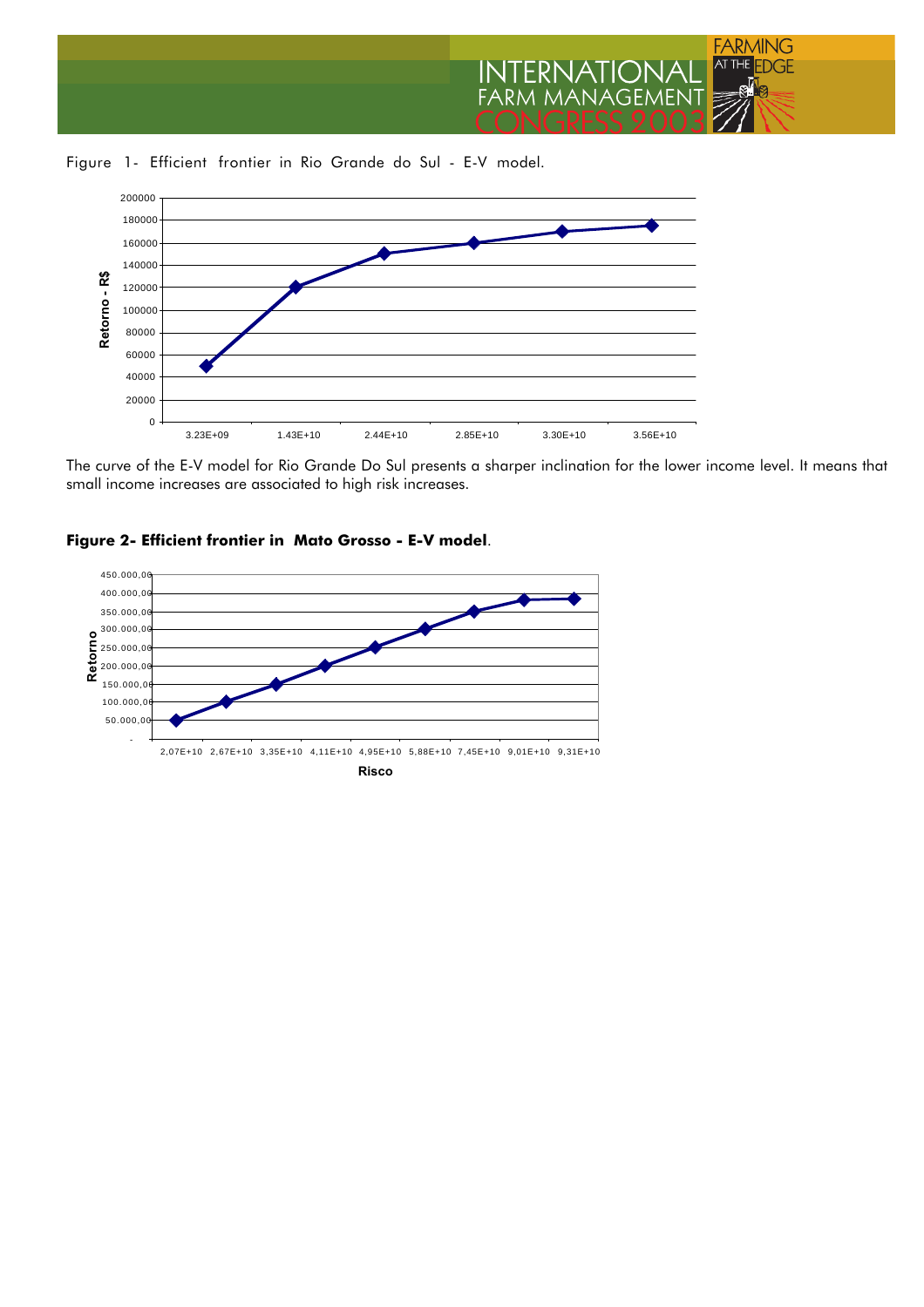Figure 1- Efficient frontier in Rio Grande do Sul - E-V model.

The curve of the E-V model for Rio Grande Do Sul presents a sharper inclination for the lower income level. It means that small income increases are associated to high risk increases.

**Figure 2- Efficient frontier in Mato Grosso - E-V model**.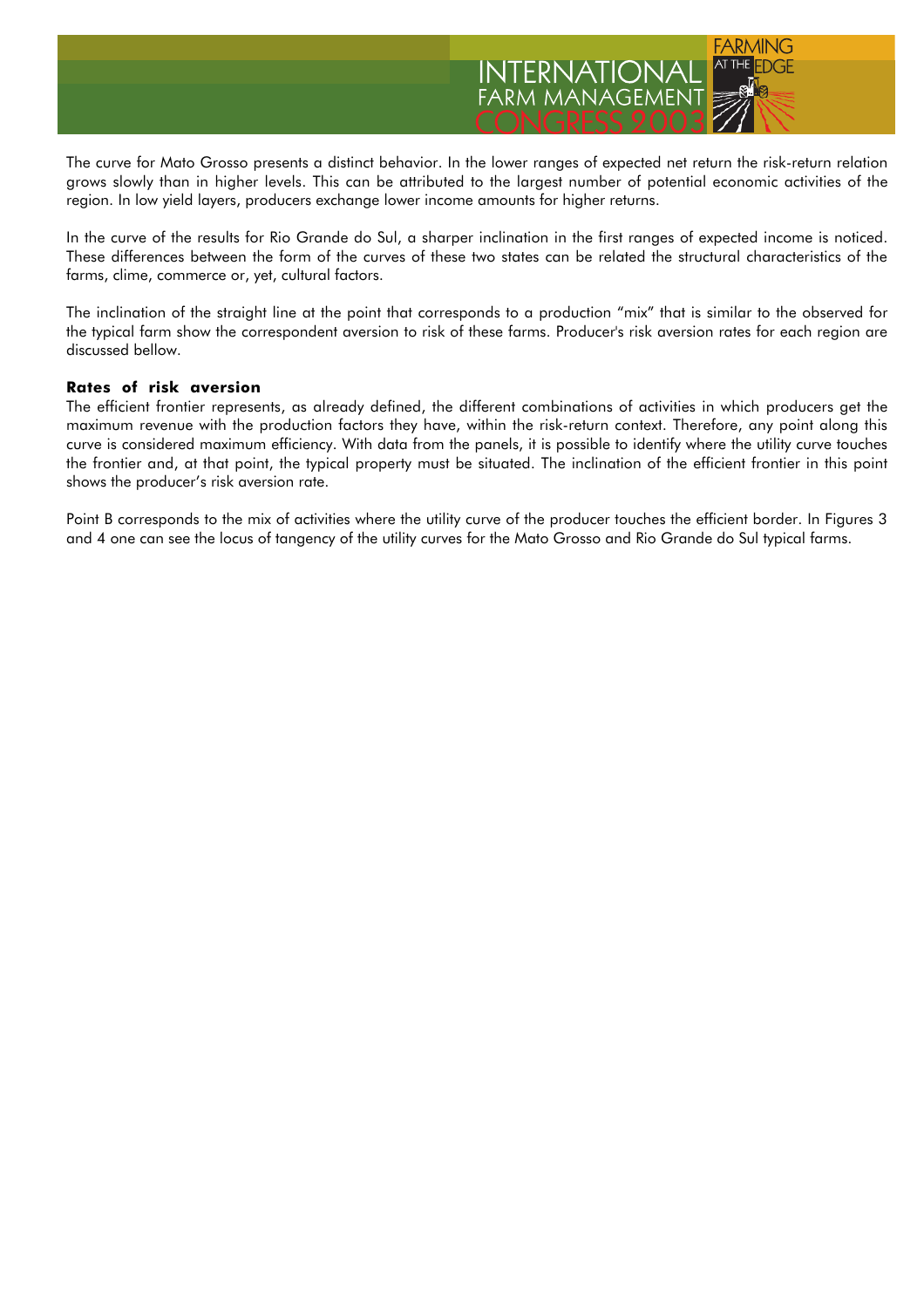The curve for Mato Grosso presents a distinct behavior. In the lower ranges of expected net return the risk-return relation grows slowly than in higher levels. This can be attributed to the largest number of potential economic activities of the region. In low yield layers, producers exchange lower income amounts for higher returns.

In the curve of the results for Rio Grande do Sul, a sharper inclination in the first ranges of expected income is noticed. These differences between the form of the curves of these two states can be related the structural characteristics of the farms, clime, commerce or, yet, cultural factors.

The inclination of the straight line at the point that corresponds to a production "mix" that is similar to the observed for the typical farm show the correspondent aversion to risk of these farms. Producer's risk aversion rates for each region are discussed bellow.

**Rates of risk aversion**

The efficient frontier represents, as already defined, the different combinations of activities in which producers get the maximum revenue with the production factors they have, within the risk-return context. Therefore, any point along this curve is considered maximum efficiency. With data from the panels, it is possible to identify where the utility curve touches the frontier and, at that point, the typical property must be situated. The inclination of the efficient frontier in this point shows the producer's risk aversion rate.

Point B corresponds to the mix of activities where the utility curve of the producer touches the efficient border. In Figures 3 and 4 one can see the locus of tangency of the utility curves for the Mato Grosso and Rio Grande do Sul typical farms.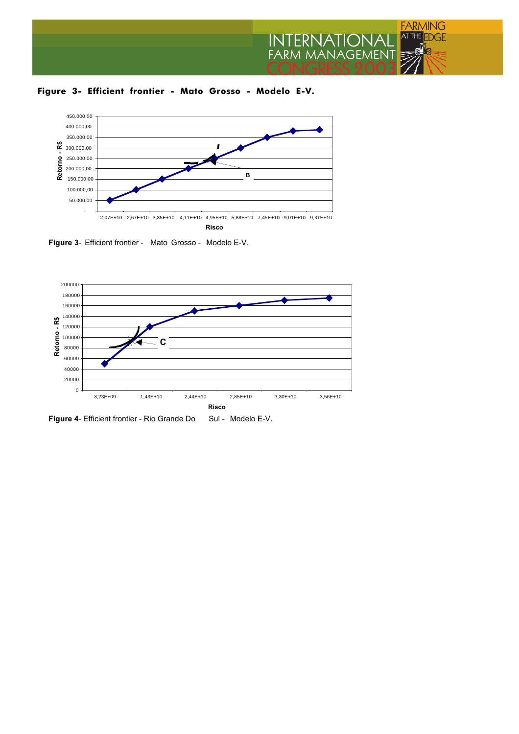**Figure 3- Efficient frontier - Mato Grosso - Modelo E-V.**

Figure 3- Efficient frontier - Mato Grosso - Modelo E-V.

Figure 4- Efficient frontier - Rio Grande Do Sul - Modelo E-V.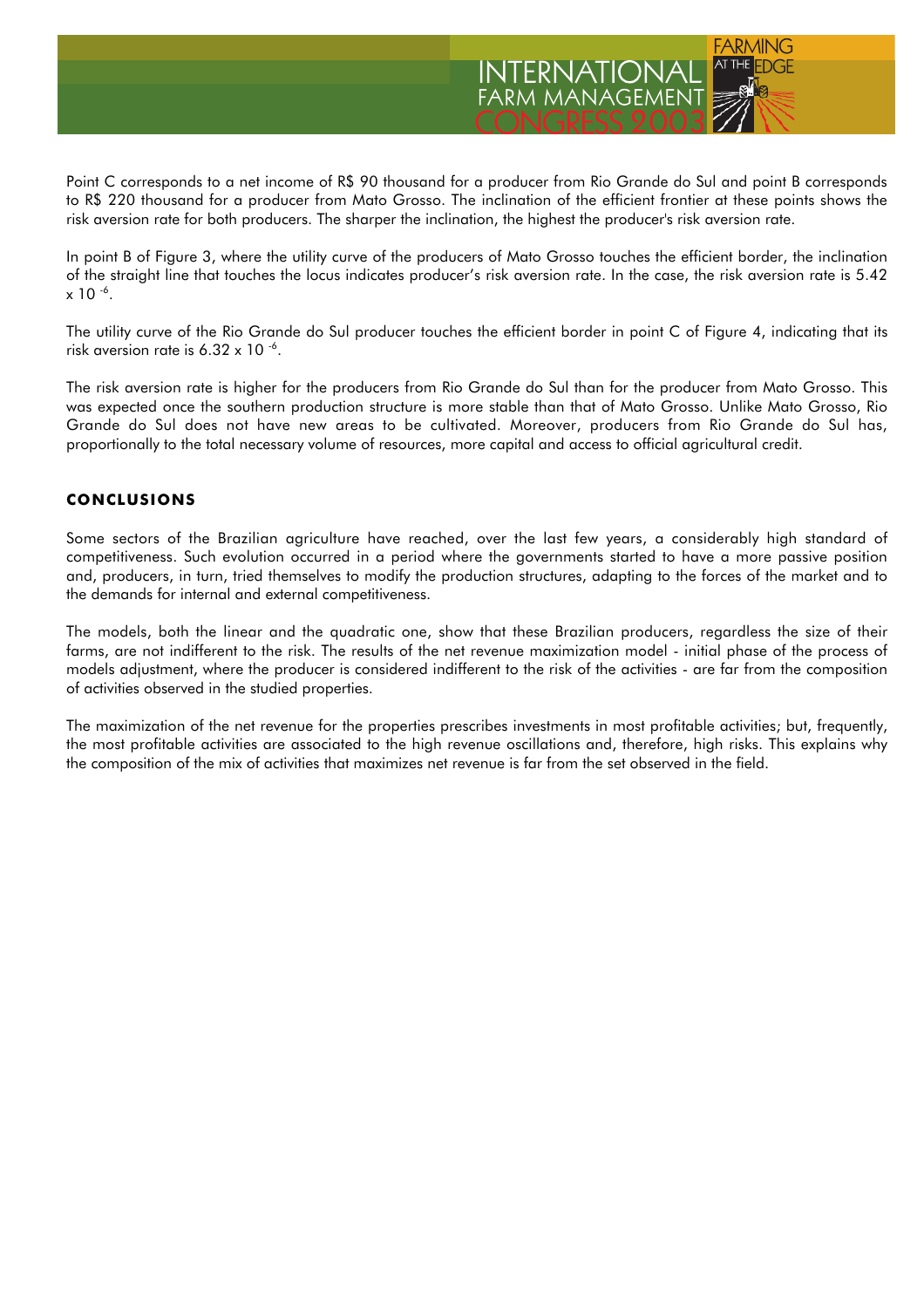Point C corresponds to a net income of R$ 90 thousand for a producer from Rio Grande do Sul and point B corresponds to R$ 220 thousand for a producer from Mato Grosso. The inclination of the efficient frontier at these points shows the risk aversion rate for both producers. The sharper the inclination, the highest the producer's risk aversion rate.

In point B of Figure 3, where the utility curve of the producers of Mato Grosso touches the efficient border, the inclination of the straight line that touches the locus indicates producer's risk aversion rate. In the case, the risk aversion rate is $5.42 \times 10^{-6}$.

The utility curve of the Rio Grande do Sul producer touches the efficient border in point C of Figure 4, indicating that its risk aversion rate is $6.32 \times 10^{-6}$.

The risk aversion rate is higher for the producers from Rio Grande do Sul than for the producer from Mato Grosso. This was expected once the southern production structure is more stable than that of Mato Grosso. Unlike Mato Grosso, Rio Grande do Sul does not have new areas to be cultivated. Moreover, producers from Rio Grande do Sul has, proportionally to the total necessary volume of resources, more capital and access to official agricultural credit.

## CONCLUSIONS

Some sectors of the Brazilian agriculture have reached, over the last few years, a considerably high standard of competitiveness. Such evolution occurred in a period where the governments started to have a more passive position and, producers, in turn, tried themselves to modify the production structures, adapting to the forces of the market and to the demands for internal and external competitiveness.

The models, both the linear and the quadratic one, show that these Brazilian producers, regardless the size of their farms, are not indifferent to the risk. The results of the net revenue maximization model - initial phase of the process of models adjustment, where the producer is considered indifferent to the risk of the activities - are far from the composition of activities observed in the studied properties.

The maximization of the net revenue for the properties prescribes investments in most profitable activities; but, frequently, the most profitable activities are associated to the high revenue oscillations and, therefore, high risks. This explains why the composition of the mix of activities that maximizes net revenue is far from the set observed in the field.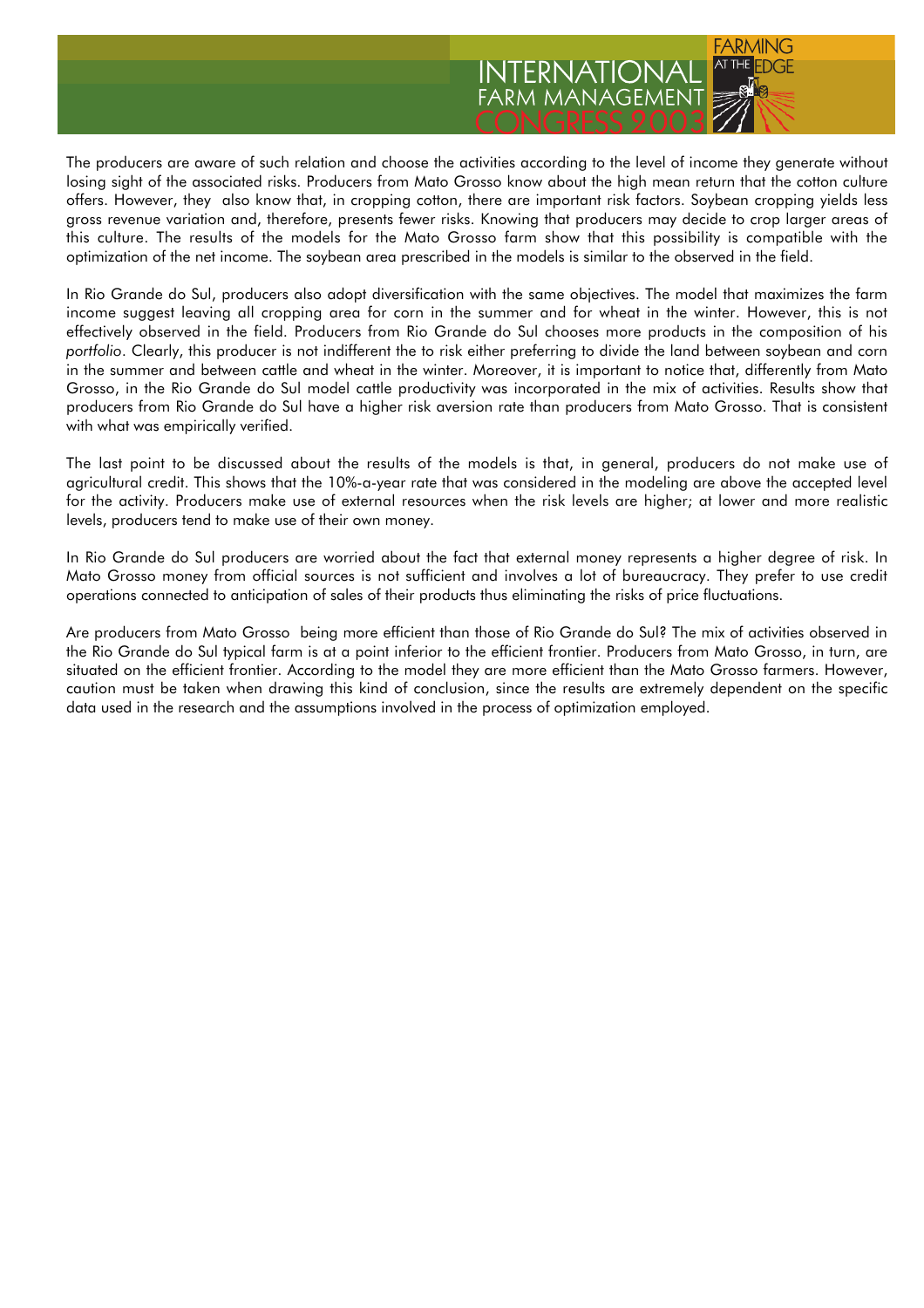The producers are aware of such relation and choose the activities according to the level of income they generate without losing sight of the associated risks. Producers from Mato Grosso know about the high mean return that the cotton culture offers. However, they  also know that, in cropping cotton, there are important risk factors. Soybean cropping yields less gross revenue variation and, therefore, presents fewer risks. Knowing that producers may decide to crop larger areas of this culture. The results of the models for the Mato Grosso farm show that this possibility is compatible with the optimization of the net income. The soybean area prescribed in the models is similar to the observed in the field.

In Rio Grande do Sul, producers also adopt diversification with the same objectives. The model that maximizes the farm income suggest leaving all cropping area for corn in the summer and for wheat in the winter. However, this is not effectively observed in the field. Producers from Rio Grande do Sul chooses more products in the composition of his *portfolio*. Clearly, this producer is not indifferent the to risk either preferring to divide the land between soybean and corn in the summer and between cattle and wheat in the winter. Moreover, it is important to notice that, differently from Mato Grosso, in the Rio Grande do Sul model cattle productivity was incorporated in the mix of activities. Results show that producers from Rio Grande do Sul have a higher risk aversion rate than producers from Mato Grosso. That is consistent with what was empirically verified.

The last point to be discussed about the results of the models is that, in general, producers do not make use of agricultural credit. This shows that the 10%-a-year rate that was considered in the modeling are above the accepted level for the activity. Producers make use of external resources when the risk levels are higher; at lower and more realistic levels, producers tend to make use of their own money.

In Rio Grande do Sul producers are worried about the fact that external money represents a higher degree of risk. In Mato Grosso money from official sources is not sufficient and involves a lot of bureaucracy. They prefer to use credit operations connected to anticipation of sales of their products thus eliminating the risks of price fluctuations.

Are producers from Mato Grosso  being more efficient than those of Rio Grande do Sul? The mix of activities observed in the Rio Grande do Sul typical farm is at a point inferior to the efficient frontier. Producers from Mato Grosso, in turn, are situated on the efficient frontier. According to the model they are more efficient than the Mato Grosso farmers. However, caution must be taken when drawing this kind of conclusion, since the results are extremely dependent on the specific data used in the research and the assumptions involved in the process of optimization employed.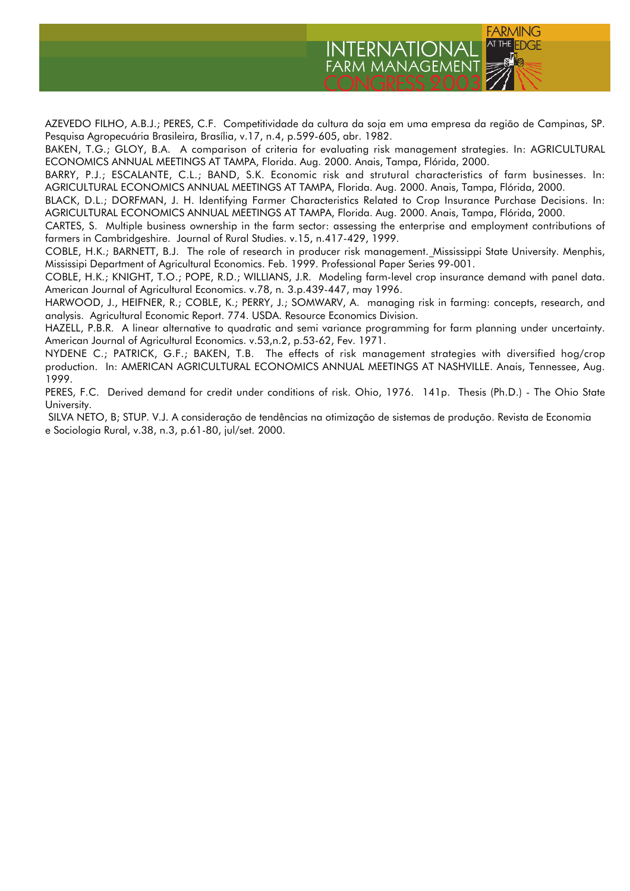AZEVEDO FILHO, A.B.J.; PERES, C.F. Competitividade da cultura da soja em uma empresa da região de Campinas, SP. Pesquisa Agropecuária Brasileira, Brasília, v.17, n.4, p.599-605, abr. 1982.

BAKEN, T.G.; GLOY, B.A. A comparison of criteria for evaluating risk management strategies. In: AGRICULTURAL ECONOMICS ANNUAL MEETINGS AT TAMPA, Florida. Aug. 2000. Anais, Tampa, Flórida, 2000.

BARRY, P.J.; ESCALANTE, C.L.; BAND, S.K. Economic risk and strutural characteristics of farm businesses. In: AGRICULTURAL ECONOMICS ANNUAL MEETINGS AT TAMPA, Florida. Aug. 2000. Anais, Tampa, Flórida, 2000.

BLACK, D.L.; DORFMAN, J. H. Identifying Farmer Characteristics Related to Crop Insurance Purchase Decisions. In: AGRICULTURAL ECONOMICS ANNUAL MEETINGS AT TAMPA, Florida. Aug. 2000. Anais, Tampa, Flórida, 2000.

CARTES, S. Multiple business ownership in the farm sector: assessing the enterprise and employment contributions of farmers in Cambridgeshire. Journal of Rural Studies. v.15, n.417-429, 1999.

COBLE, H.K.; BARNETT, B.J. The role of research in producer risk management. Mississippi State University. Menphis, Missisipi Department of Agricultural Economics. Feb. 1999. Professional Paper Series 99-001.

COBLE, H.K.; KNIGHT, T.O.; POPE, R.D.; WILLIANS, J.R. Modeling farm-level crop insurance demand with panel data. American Journal of Agricultural Economics. v.78, n. 3.p.439-447, may 1996.

HARWOOD, J., HEIFNER, R.; COBLE, K.; PERRY, J.; SOMWARV, A. managing risk in farming: concepts, research, and analysis. Agricultural Economic Report. 774. USDA. Resource Economics Division.

HAZELL, P.B.R. A linear alternative to quadratic and semi variance programming for farm planning under uncertainty. American Journal of Agricultural Economics. v.53,n.2, p.53-62, Fev. 1971.

NYDENE C.; PATRICK, G.F.; BAKEN, T.B. The effects of risk management strategies with diversified hog/crop production. In: AMERICAN AGRICULTURAL ECONOMICS ANNUAL MEETINGS AT NASHVILLE. Anais, Tennessee, Aug. 1999.

PERES, F.C. Derived demand for credit under conditions of risk. Ohio, 1976. 141p. Thesis (Ph.D.) - The Ohio State University.

SILVA NETO, B; STUP. V.J. A consideração de tendências na otimização de sistemas de produção. Revista de Economia e Sociologia Rural, v.38, n.3, p.61-80, jul/set. 2000.